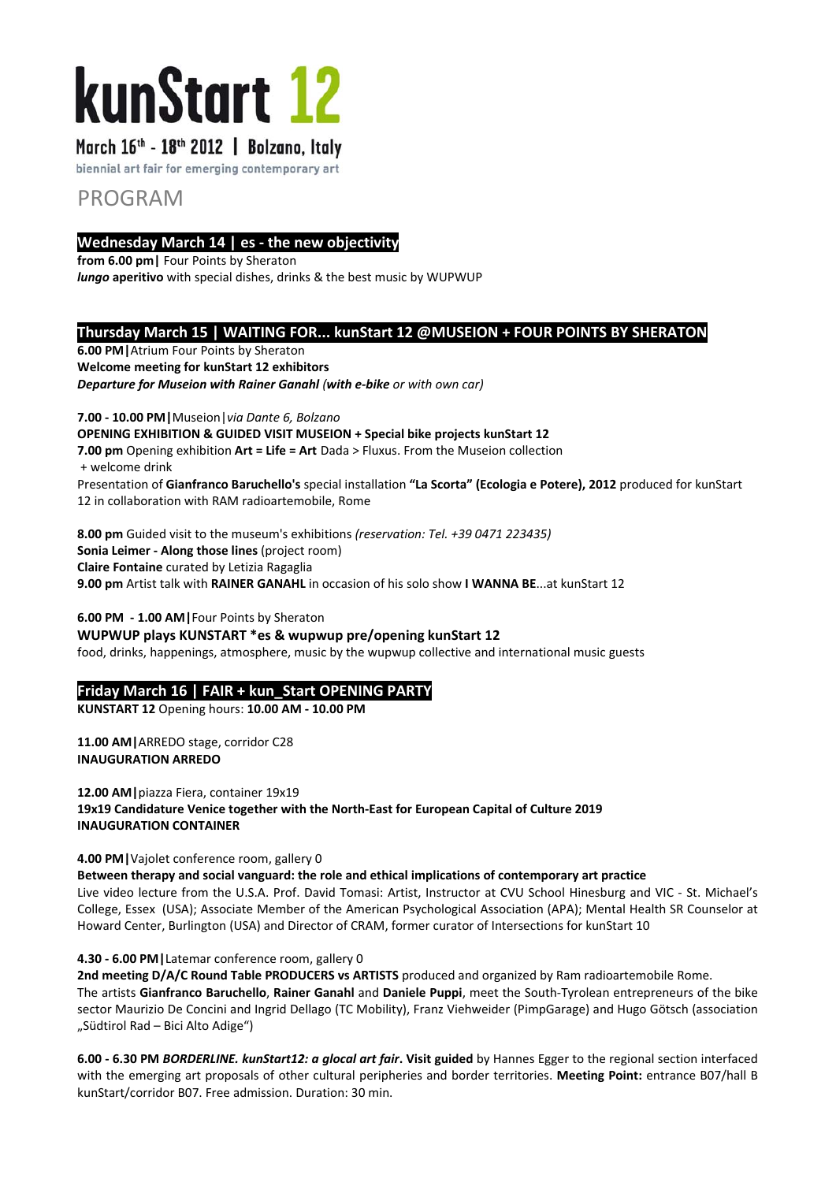# kunStart 12

March 16th - 18th 2012 | Bolzano, Italy

biennial art fair for emerging contemporary art

## PROGRAM

### Wednesday March 14 | es - the new objectivity

**from 6.00 pm|** Four Points by Sheraton
***lungo* aperitivo** with special dishes, drinks & the best music by WUPWUP

### Thursday March 15 | WAITING FOR... kunStart 12 @MUSEION + FOUR POINTS BY SHERATON

**6.00 PM|**Atrium Four Points by Sheraton
**Welcome meeting for kunStart 12 exhibitors**
***Departure for Museion with Rainer Ganahl (with e-bike** or with own car)*

**7.00 - 10.00 PM|**Museion|*via Dante 6, Bolzano*
**OPENING EXHIBITION & GUIDED VISIT MUSEION + Special bike projects kunStart 12**
**7.00 pm** Opening exhibition **Art = Life = Art** Dada > Fluxus. From the Museion collection
+ welcome drink
Presentation of **Gianfranco Baruchello's** special installation **"La Scorta" (Ecologia e Potere), 2012** produced for kunStart 12 in collaboration with RAM radioartemobile, Rome

**8.00 pm** Guided visit to the museum's exhibitions *(reservation: Tel. +39 0471 223435)*
**Sonia Leimer - Along those lines** (project room)
**Claire Fontaine** curated by Letizia Ragaglia
**9.00 pm** Artist talk with **RAINER GANAHL** in occasion of his solo show **I WANNA BE**...at kunStart 12

**6.00 PM - 1.00 AM|**Four Points by Sheraton
**WUPWUP plays KUNSTART *es & wupwup pre/opening kunStart 12**
food, drinks, happenings, atmosphere, music by the wupwup collective and international music guests

### Friday March 16 | FAIR + kun_Start OPENING PARTY

**KUNSTART 12** Opening hours: **10.00 AM - 10.00 PM**

**11.00 AM|**ARREDO stage, corridor C28
**INAUGURATION ARREDO**

**12.00 AM|**piazza Fiera, container 19x19
**19x19 Candidature Venice together with the North-East for European Capital of Culture 2019**
**INAUGURATION CONTAINER**

**4.00 PM|**Vajolet conference room, gallery 0
**Between therapy and social vanguard: the role and ethical implications of contemporary art practice**
Live video lecture from the U.S.A. Prof. David Tomasi: Artist, Instructor at CVU School Hinesburg and VIC - St. Michael's College, Essex (USA); Associate Member of the American Psychological Association (APA); Mental Health SR Counselor at Howard Center, Burlington (USA) and Director of CRAM, former curator of Intersections for kunStart 10

**4.30 - 6.00 PM|**Latemar conference room, gallery 0
**2nd meeting D/A/C Round Table PRODUCERS vs ARTISTS** produced and organized by Ram radioartemobile Rome.
The artists **Gianfranco Baruchello**, **Rainer Ganahl** and **Daniele Puppi**, meet the South-Tyrolean entrepreneurs of the bike sector Maurizio De Concini and Ingrid Dellago (TC Mobility), Franz Viehweider (PimpGarage) and Hugo Götsch (association „Südtirol Rad – Bici Alto Adige")

**6.00 - 6.30 PM *BORDERLINE. kunStart12: a glocal art fair*. Visit guided** by Hannes Egger to the regional section interfaced with the emerging art proposals of other cultural peripheries and border territories. **Meeting Point:** entrance B07/hall B kunStart/corridor B07. Free admission. Duration: 30 min.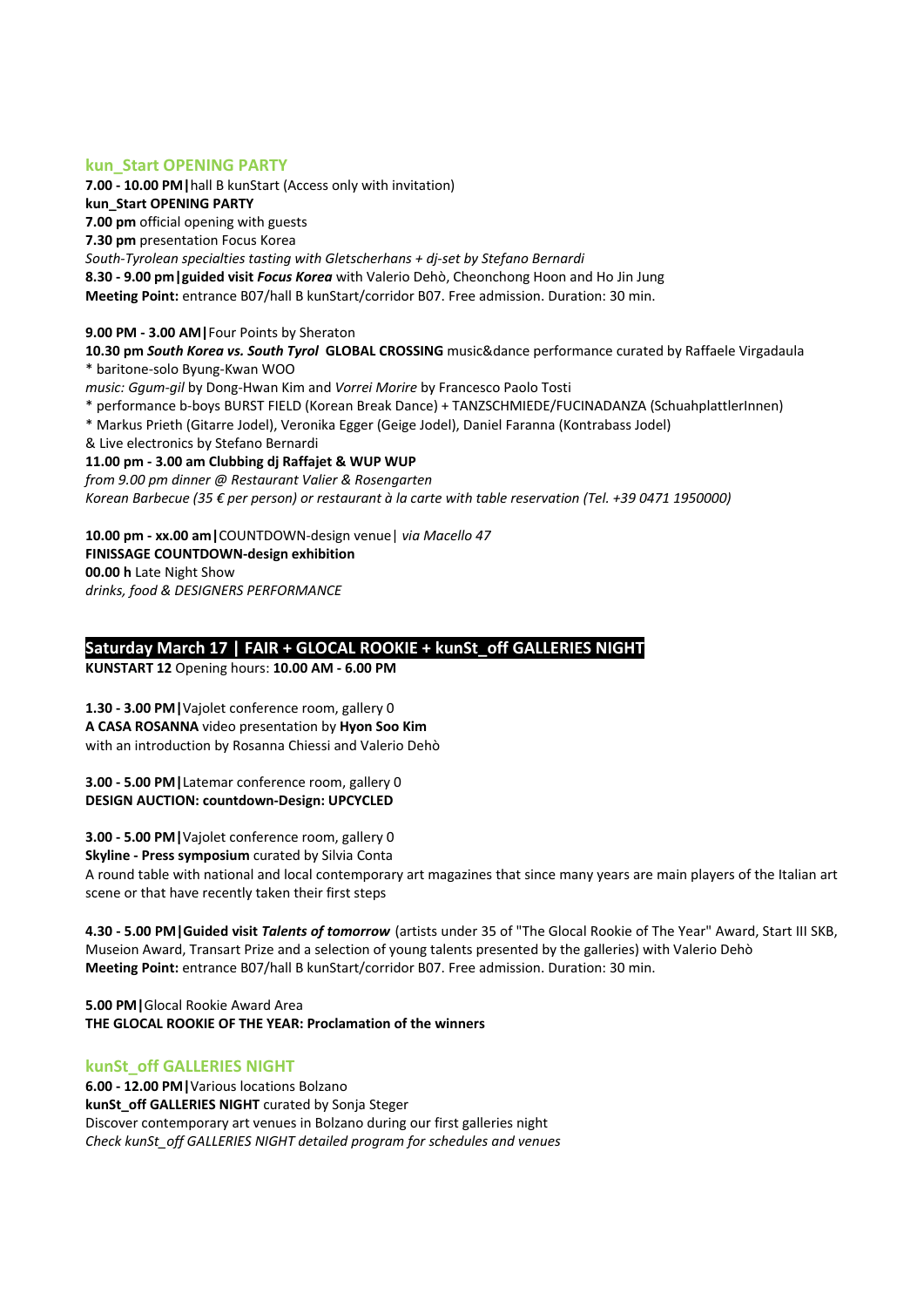## kun_Start OPENING PARTY

**7.00 - 10.00 PM|**hall B kunStart (Access only with invitation)
**kun_Start OPENING PARTY**
**7.00 pm** official opening with guests
**7.30 pm** presentation Focus Korea
*South-Tyrolean specialties tasting with Gletscherhans + dj-set by Stefano Bernardi*
**8.30 - 9.00 pm|guided visit *Focus Korea*** with Valerio Dehò, Cheonchong Hoon and Ho Jin Jung
**Meeting Point:** entrance B07/hall B kunStart/corridor B07. Free admission. Duration: 30 min.

**9.00 PM - 3.00 AM|**Four Points by Sheraton
**10.30 pm *South Korea vs. South Tyrol* GLOBAL CROSSING** music&dance performance curated by Raffaele Virgadaula
* baritone-solo Byung-Kwan WOO
*music: Ggum-gil* by Dong-Hwan Kim and *Vorrei Morire* by Francesco Paolo Tosti
* performance b-boys BURST FIELD (Korean Break Dance) + TANZSCHMIEDE/FUCINADANZA (SchuahplattlerInnen)
* Markus Prieth (Gitarre Jodel), Veronika Egger (Geige Jodel), Daniel Faranna (Kontrabass Jodel)
& Live electronics by Stefano Bernardi
**11.00 pm - 3.00 am Clubbing dj Raffajet & WUP WUP**
*from 9.00 pm dinner @ Restaurant Valier & Rosengarten*
*Korean Barbecue (35 € per person) or restaurant à la carte with table reservation (Tel. +39 0471 1950000)*

**10.00 pm - xx.00 am|**COUNTDOWN-design venue| *via Macello 47*
**FINISSAGE COUNTDOWN-design exhibition**
**00.00 h** Late Night Show
*drinks, food & DESIGNERS PERFORMANCE*

## Saturday March 17 | FAIR + GLOCAL ROOKIE + kunSt_off GALLERIES NIGHT

**KUNSTART 12** Opening hours: **10.00 AM - 6.00 PM**

**1.30 - 3.00 PM|**Vajolet conference room, gallery 0
**A CASA ROSANNA** video presentation by **Hyon Soo Kim**
with an introduction by Rosanna Chiessi and Valerio Dehò

**3.00 - 5.00 PM|**Latemar conference room, gallery 0
**DESIGN AUCTION: countdown-Design: UPCYCLED**

**3.00 - 5.00 PM|**Vajolet conference room, gallery 0
**Skyline - Press symposium** curated by Silvia Conta
A round table with national and local contemporary art magazines that since many years are main players of the Italian art scene or that have recently taken their first steps

**4.30 - 5.00 PM|Guided visit *Talents of tomorrow*** (artists under 35 of "The Glocal Rookie of The Year" Award, Start III SKB, Museion Award, Transart Prize and a selection of young talents presented by the galleries) with Valerio Dehò
**Meeting Point:** entrance B07/hall B kunStart/corridor B07. Free admission. Duration: 30 min.

**5.00 PM|**Glocal Rookie Award Area
**THE GLOCAL ROOKIE OF THE YEAR: Proclamation of the winners**

## kunSt_off GALLERIES NIGHT

**6.00 - 12.00 PM|**Various locations Bolzano
**kunSt_off GALLERIES NIGHT** curated by Sonja Steger
Discover contemporary art venues in Bolzano during our first galleries night
*Check kunSt_off GALLERIES NIGHT detailed program for schedules and venues*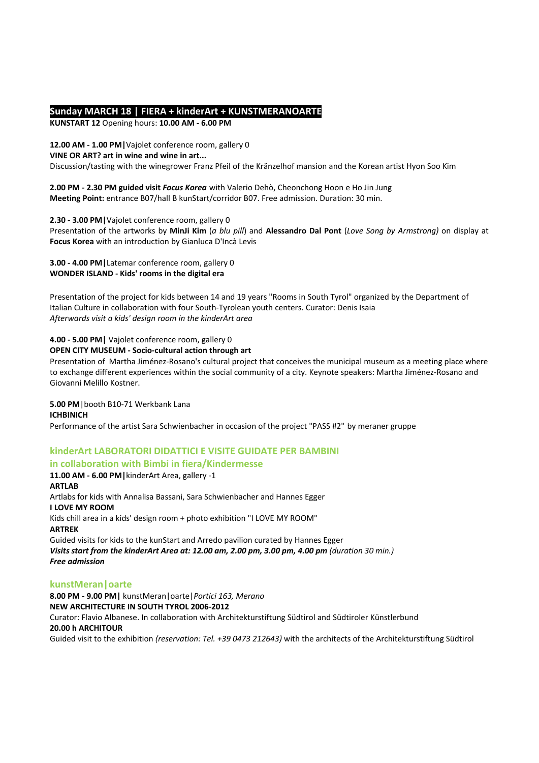## Sunday MARCH 18 | FIERA + kinderArt + KUNSTMERANOARTE

**KUNSTART 12** Opening hours: **10.00 AM - 6.00 PM**

**12.00 AM - 1.00 PM|** Vajolet conference room, gallery 0
**VINE OR ART? art in wine and wine in art...**
Discussion/tasting with the winegrower Franz Pfeil of the Kränzelhof mansion and the Korean artist Hyon Soo Kim

**2.00 PM - 2.30 PM guided visit *Focus Korea*** with Valerio Dehò, Cheonchong Hoon e Ho Jin Jung
**Meeting Point:** entrance B07/hall B kunStart/corridor B07. Free admission. Duration: 30 min.

**2.30 - 3.00 PM|** Vajolet conference room, gallery 0
Presentation of the artworks by **MinJi Kim** (*a blu pill*) and **Alessandro Dal Pont** (*Love Song by Armstrong)* on display at **Focus Korea** with an introduction by Gianluca D'Incà Levis

**3.00 - 4.00 PM|** Latemar conference room, gallery 0
**WONDER ISLAND - Kids' rooms in the digital era**

Presentation of the project for kids between 14 and 19 years "Rooms in South Tyrol" organized by the Department of Italian Culture in collaboration with four South-Tyrolean youth centers. Curator: Denis Isaia
*Afterwards visit a kids' design room in the kinderArt area*

**4.00 - 5.00 PM|** Vajolet conference room, gallery 0
**OPEN CITY MUSEUM - Socio-cultural action through art**
Presentation of Martha Jiménez-Rosano's cultural project that conceives the municipal museum as a meeting place where to exchange different experiences within the social community of a city. Keynote speakers: Martha Jiménez-Rosano and Giovanni Melillo Kostner.

**5.00 PM**|booth B10-71 Werkbank Lana
**ICHBINICH**
Performance of the artist Sara Schwienbacher in occasion of the project "PASS #2" by meraner gruppe

### kinderArt LABORATORI DIDATTICI E VISITE GUIDATE PER BAMBINI in collaboration with Bimbi in fiera/Kindermesse

**11.00 AM - 6.00 PM|** kinderArt Area, gallery -1
**ARTLAB**
Artlabs for kids with Annalisa Bassani, Sara Schwienbacher and Hannes Egger
**I LOVE MY ROOM**
Kids chill area in a kids' design room + photo exhibition "I LOVE MY ROOM"
**ARTREK**
Guided visits for kids to the kunStart and Arredo pavilion curated by Hannes Egger
***Visits start from the kinderArt Area at: 12.00 am, 2.00 pm, 3.00 pm, 4.00 pm*** *(duration 30 min.)*
***Free admission***

### kunstMeran|oarte

**8.00 PM - 9.00 PM|** kunstMeran|oarte|*Portici 163, Merano*
**NEW ARCHITECTURE IN SOUTH TYROL 2006-2012**
Curator: Flavio Albanese. In collaboration with Architekturstiftung Südtirol and Südtiroler Künstlerbund
**20.00 h ARCHITOUR**
Guided visit to the exhibition *(reservation: Tel. +39 0473 212643)* with the architects of the Architekturstiftung Südtirol